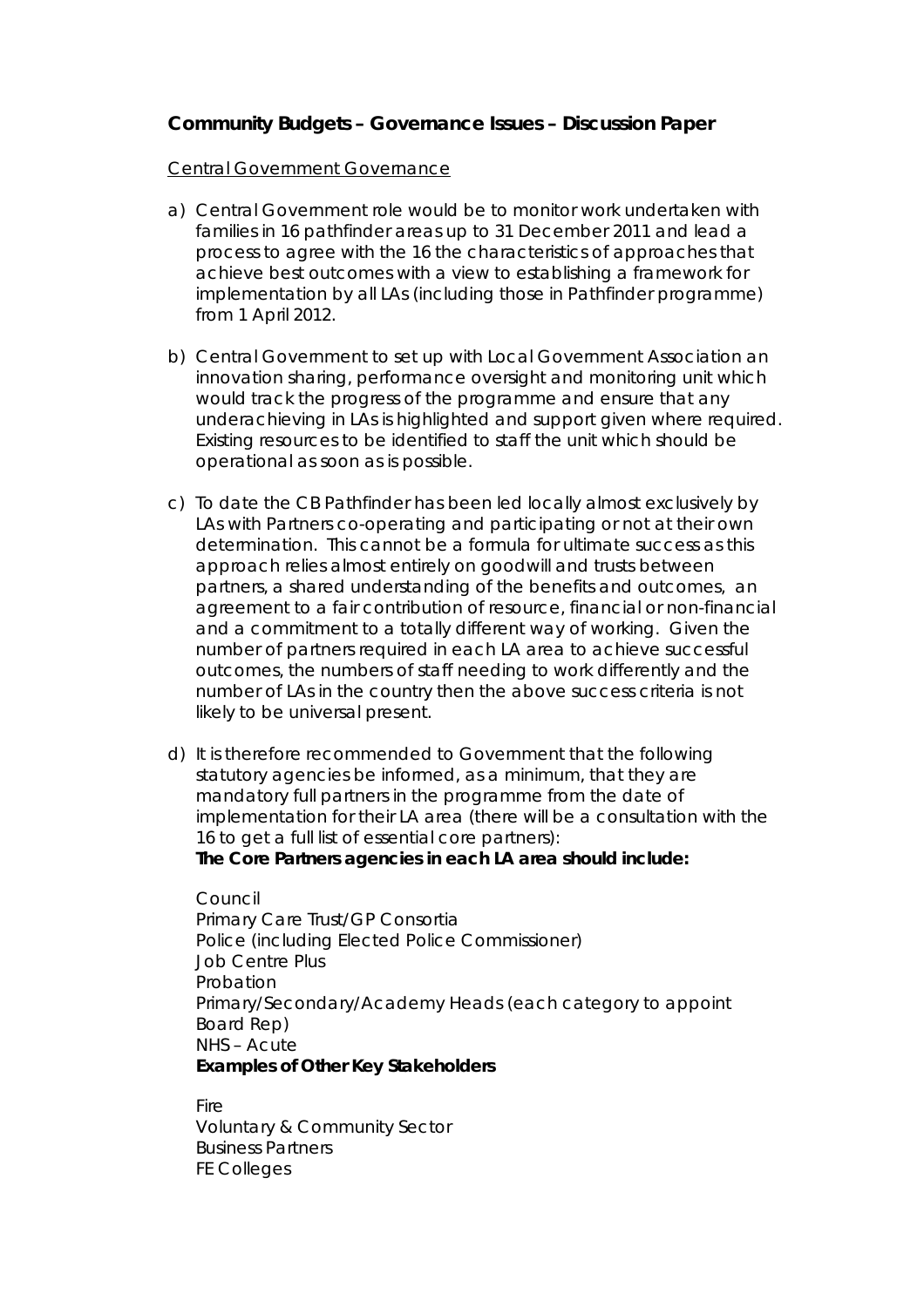## Community Budgets – Governance Issues – Discussion Paper

Central Government Governance

a) Central Government role would be to monitor work undertaken with families in 16 pathfinder areas up to 31 December 2011 and lead a process to agree with the 16 the characteristics of approaches that achieve best outcomes with a view to establishing a framework for implementation by all LAs (including those in Pathfinder programme) from 1 April 2012.

b) Central Government to set up with Local Government Association an innovation sharing, performance oversight and monitoring unit which would track the progress of the programme and ensure that any underachieving in LAs is highlighted and support given where required. Existing resources to be identified to staff the unit which should be operational as soon as is possible.

c) To date the CB Pathfinder has been led locally almost exclusively by LAs with Partners co-operating and participating or not at their own determination. This cannot be a formula for ultimate success as this approach relies almost entirely on goodwill and trusts between partners, a shared understanding of the benefits and outcomes, an agreement to a fair contribution of resource, financial or non-financial and a commitment to a totally different way of working. Given the number of partners required in each LA area to achieve successful outcomes, the numbers of staff needing to work differently and the number of LAs in the country then the above success criteria is not likely to be universal present.

d) It is therefore recommended to Government that the following statutory agencies be informed, as a minimum, that they are mandatory full partners in the programme from the date of implementation for their LA area (there will be a consultation with the 16 to get a full list of essential core partners):
   **The Core Partners agencies in each LA area should include:**

   Council
   Primary Care Trust/GP Consortia
   Police (including Elected Police Commissioner)
   Job Centre Plus
   Probation
   Primary/Secondary/Academy Heads (each category to appoint Board Rep)
   NHS – Acute
   **Examples of Other Key Stakeholders**

   Fire
   Voluntary & Community Sector
   Business Partners
   FE Colleges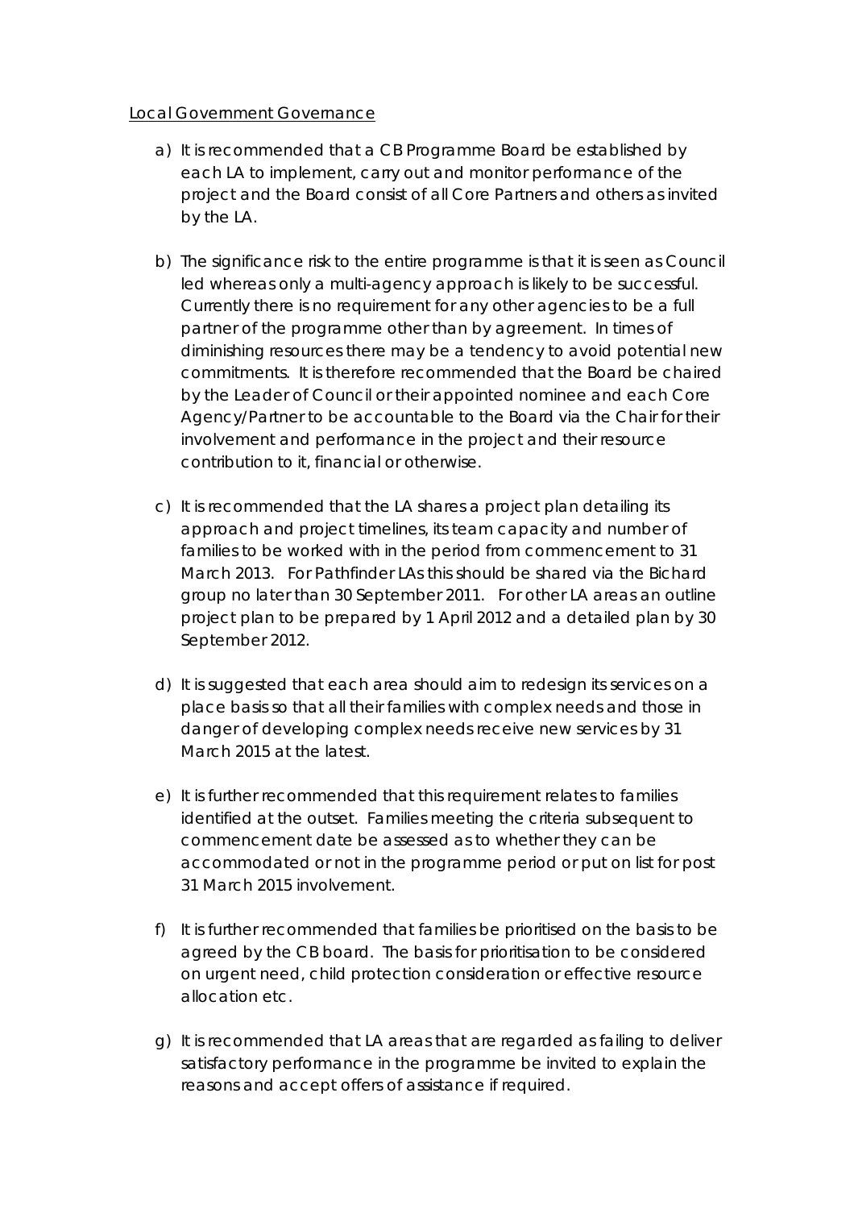Local Government Governance

a) It is recommended that a CB Programme Board be established by each LA to implement, carry out and monitor performance of the project and the Board consist of all Core Partners and others as invited by the LA.

b) The significance risk to the entire programme is that it is seen as Council led whereas only a multi-agency approach is likely to be successful. Currently there is no requirement for any other agencies to be a full partner of the programme other than by agreement. In times of diminishing resources there may be a tendency to avoid potential new commitments. It is therefore recommended that the Board be chaired by the Leader of Council or their appointed nominee and each Core Agency/Partner to be accountable to the Board via the Chair for their involvement and performance in the project and their resource contribution to it, financial or otherwise.

c) It is recommended that the LA shares a project plan detailing its approach and project timelines, its team capacity and number of families to be worked with in the period from commencement to 31 March 2013. For Pathfinder LAs this should be shared via the Bichard group no later than 30 September 2011. For other LA areas an outline project plan to be prepared by 1 April 2012 and a detailed plan by 30 September 2012.

d) It is suggested that each area should aim to redesign its services on a place basis so that all their families with complex needs and those in danger of developing complex needs receive new services by 31 March 2015 at the latest.

e) It is further recommended that this requirement relates to families identified at the outset. Families meeting the criteria subsequent to commencement date be assessed as to whether they can be accommodated or not in the programme period or put on list for post 31 March 2015 involvement.

f) It is further recommended that families be prioritised on the basis to be agreed by the CB board. The basis for prioritisation to be considered on urgent need, child protection consideration or effective resource allocation etc.

g) It is recommended that LA areas that are regarded as failing to deliver satisfactory performance in the programme be invited to explain the reasons and accept offers of assistance if required.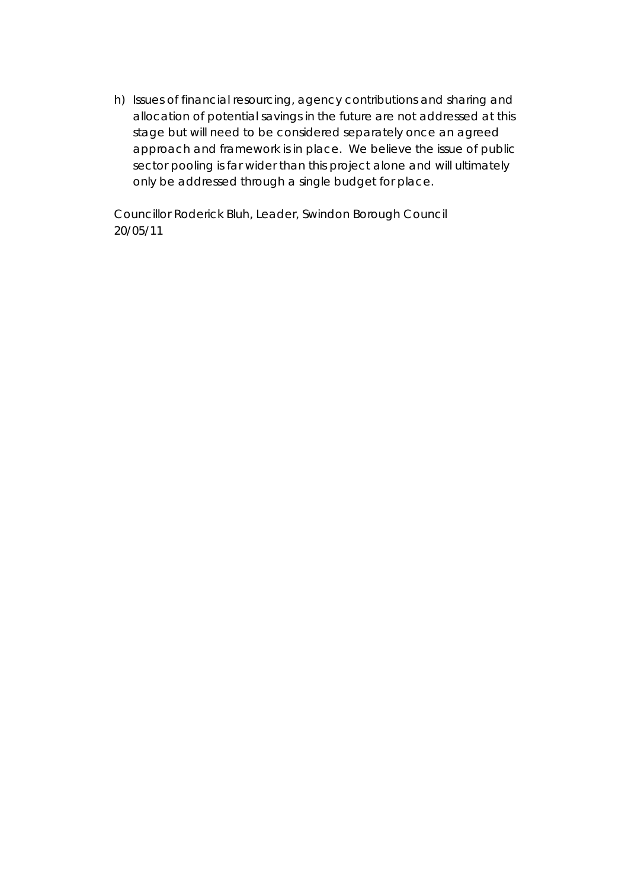h) Issues of financial resourcing, agency contributions and sharing and allocation of potential savings in the future are not addressed at this stage but will need to be considered separately once an agreed approach and framework is in place. We believe the issue of public sector pooling is far wider than this project alone and will ultimately only be addressed through a single budget for place.

Councillor Roderick Bluh, Leader, Swindon Borough Council
20/05/11